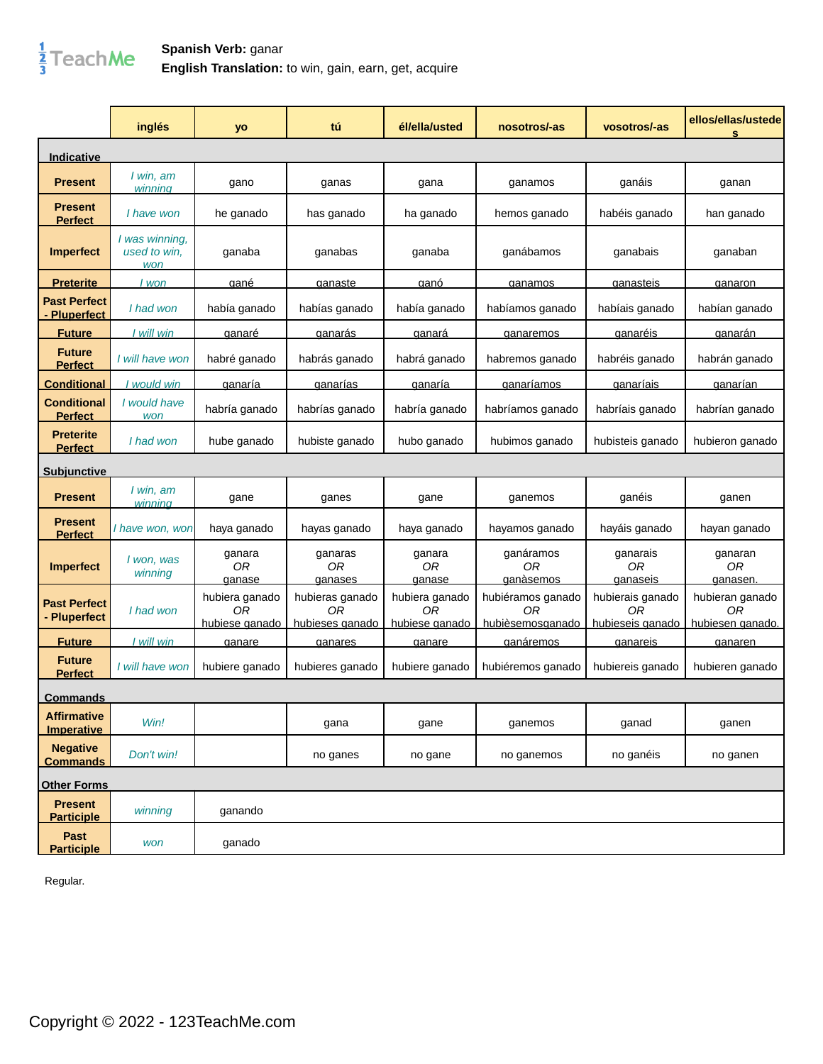1 2 3 TeachMe

**Spanish Verb:** ganar
**English Translation:** to win, gain, earn, get, acquire

| | inglés | yo | tú | él/ella/usted | nosotros/-as | vosotros/-as | ellos/ellas/ustedes |
|---|---|---|---|---|---|---|---|
| **Indicative** | | | | | | | |
| **Present** | *I win, am winning* | gano | ganas | gana | ganamos | ganáis | ganan |
| **Present Perfect** | *I have won* | he ganado | has ganado | ha ganado | hemos ganado | habéis ganado | han ganado |
| **Imperfect** | *I was winning, used to win, won* | ganaba | ganabas | ganaba | ganábamos | ganabais | ganaban |
| **Preterite** | *I won* | gané | ganaste | ganó | ganamos | ganasteis | ganaron |
| **Past Perfect - Pluperfect** | *I had won* | había ganado | habías ganado | había ganado | habíamos ganado | habíais ganado | habían ganado |
| **Future** | *I will win* | ganaré | ganarás | ganará | ganaremos | ganaréis | ganarán |
| **Future Perfect** | *I will have won* | habré ganado | habrás ganado | habrá ganado | habremos ganado | habréis ganado | habrán ganado |
| **Conditional** | *I would win* | ganaría | ganarías | ganaría | ganaríamos | ganaríais | ganarían |
| **Conditional Perfect** | *I would have won* | habría ganado | habrías ganado | habría ganado | habríamos ganado | habríais ganado | habrían ganado |
| **Preterite Perfect** | *I had won* | hube ganado | hubiste ganado | hubo ganado | hubimos ganado | hubisteis ganado | hubieron ganado |
| **Subjunctive** | | | | | | | |
| **Present** | *I win, am winning* | gane | ganes | gane | ganemos | ganéis | ganen |
| **Present Perfect** | *I have won, won* | haya ganado | hayas ganado | haya ganado | hayamos ganado | hayáis ganado | hayan ganado |
| **Imperfect** | *I won, was winning* | ganara *OR* ganase | ganaras *OR* ganases | ganara *OR* ganase | ganáramos *OR* ganàsemos | ganarais *OR* ganaseis | ganaran *OR* ganasen. |
| **Past Perfect - Pluperfect** | *I had won* | hubiera ganado *OR* hubiese ganado | hubieras ganado *OR* hubieses ganado | hubiera ganado *OR* hubiese ganado | hubiéramos ganado *OR* hubièsemosganado | hubierais ganado *OR* hubieseis ganado | hubieran ganado *OR* hubiesen ganado. |
| **Future** | *I will win* | ganare | ganares | ganare | ganáremos | ganareis | ganaren |
| **Future Perfect** | *I will have won* | hubiere ganado | hubieres ganado | hubiere ganado | hubiéremos ganado | hubiereis ganado | hubieren ganado |
| **Commands** | | | | | | | |
| **Affirmative Imperative** | *Win!* | | gana | gane | ganemos | ganad | ganen |
| **Negative Commands** | *Don't win!* | | no ganes | no gane | no ganemos | no ganéis | no ganen |
| **Other Forms** | | | | | | | |
| **Present Participle** | *winning* | ganando | | | | | |
| **Past Participle** | *won* | ganado | | | | | |

Regular.

Copyright © 2022 - 123TeachMe.com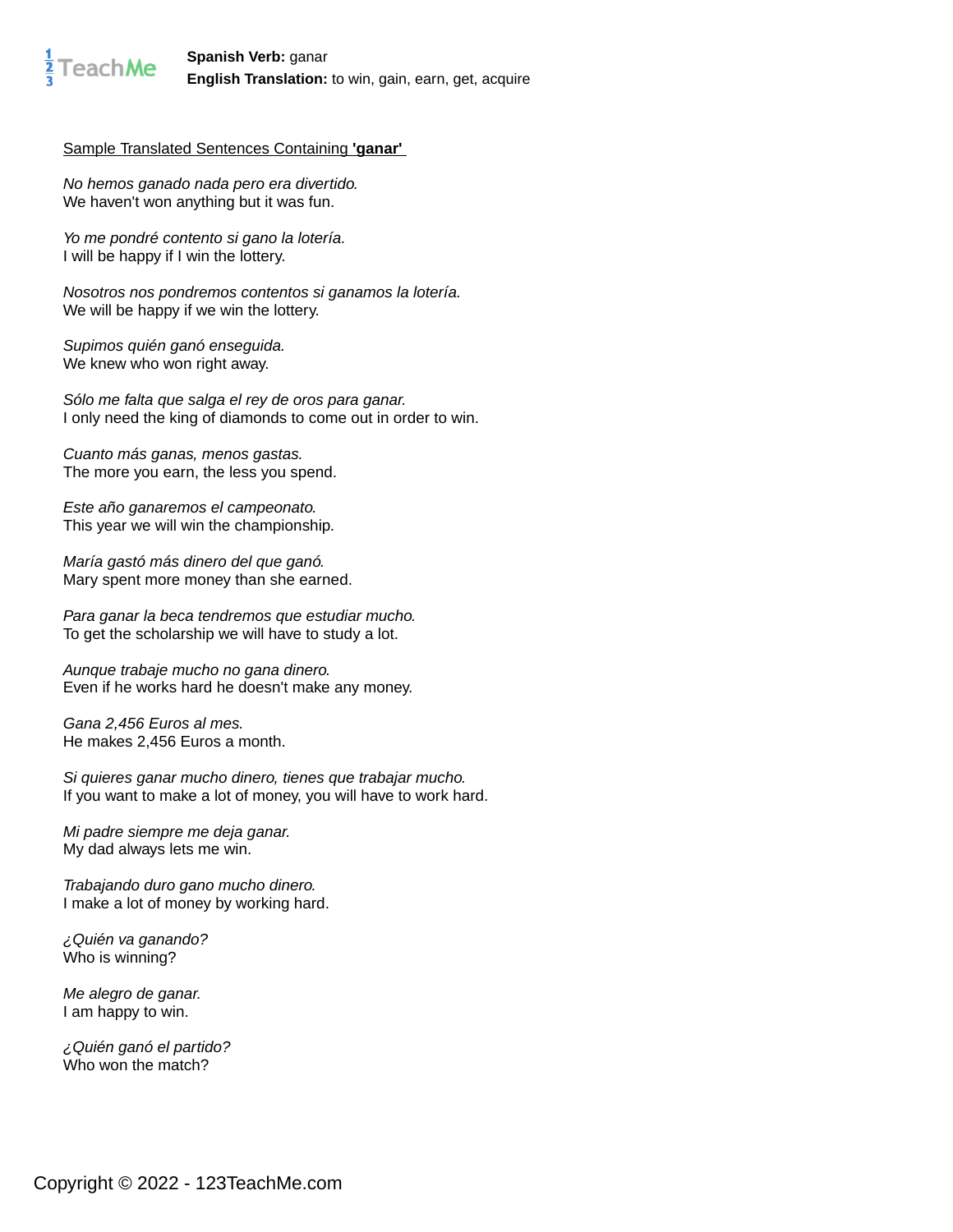**Spanish Verb:** ganar
**English Translation:** to win, gain, earn, get, acquire

Sample Translated Sentences Containing **'ganar'**

*No hemos ganado nada pero era divertido.*
We haven't won anything but it was fun.

*Yo me pondré contento si gano la lotería.*
I will be happy if I win the lottery.

*Nosotros nos pondremos contentos si ganamos la lotería.*
We will be happy if we win the lottery.

*Supimos quién ganó enseguida.*
We knew who won right away.

*Sólo me falta que salga el rey de oros para ganar.*
I only need the king of diamonds to come out in order to win.

*Cuanto más ganas, menos gastas.*
The more you earn, the less you spend.

*Este año ganaremos el campeonato.*
This year we will win the championship.

*María gastó más dinero del que ganó.*
Mary spent more money than she earned.

*Para ganar la beca tendremos que estudiar mucho.*
To get the scholarship we will have to study a lot.

*Aunque trabaje mucho no gana dinero.*
Even if he works hard he doesn't make any money.

*Gana 2,456 Euros al mes.*
He makes 2,456 Euros a month.

*Si quieres ganar mucho dinero, tienes que trabajar mucho.*
If you want to make a lot of money, you will have to work hard.

*Mi padre siempre me deja ganar.*
My dad always lets me win.

*Trabajando duro gano mucho dinero.*
I make a lot of money by working hard.

*¿Quién va ganando?*
Who is winning?

*Me alegro de ganar.*
I am happy to win.

*¿Quién ganó el partido?*
Who won the match?